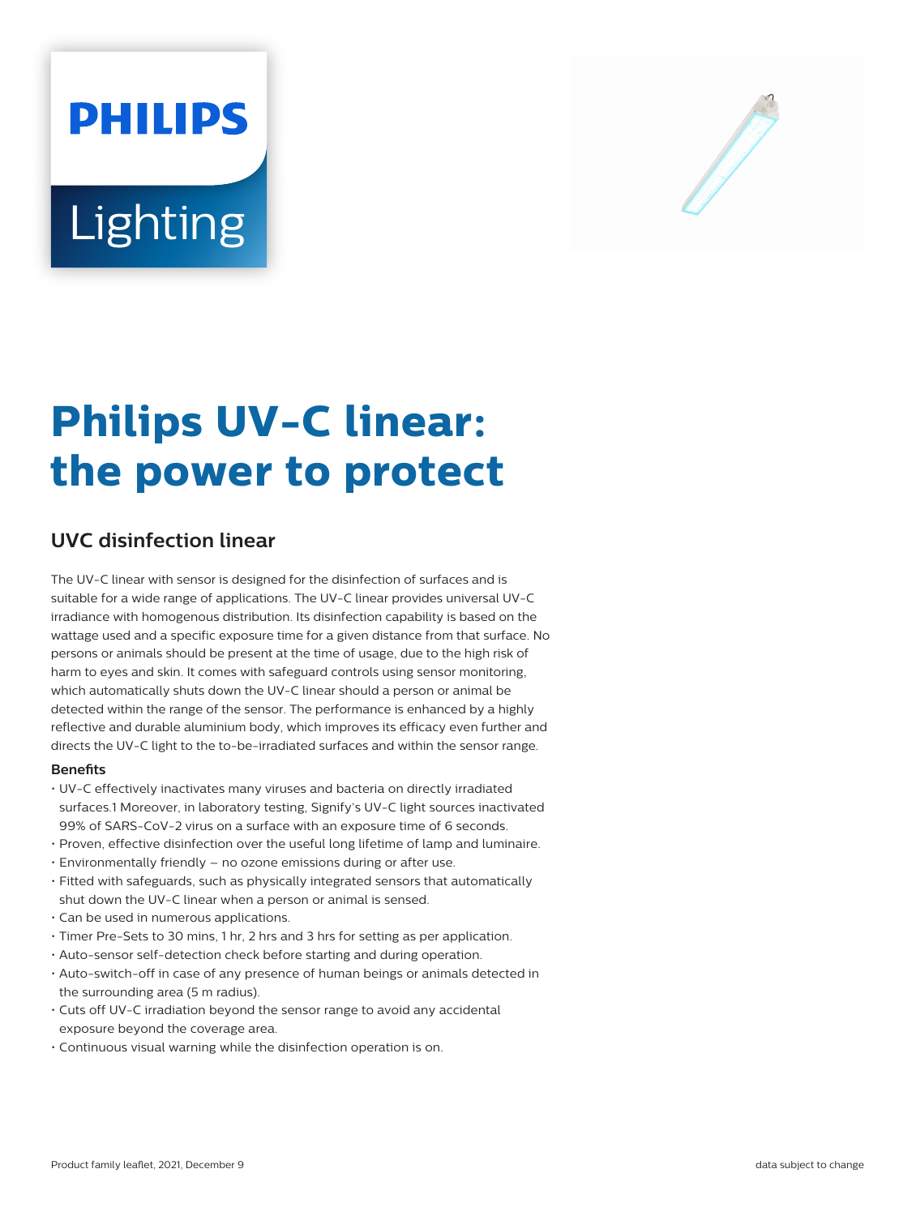# Philips UV-C linear: the power to protect

## UVC disinfection linear

The UV-C linear with sensor is designed for the disinfection of surfaces and is suitable for a wide range of applications. The UV-C linear provides universal UV-C irradiance with homogenous distribution. Its disinfection capability is based on the wattage used and a specific exposure time for a given distance from that surface. No persons or animals should be present at the time of usage, due to the high risk of harm to eyes and skin. It comes with safeguard controls using sensor monitoring, which automatically shuts down the UV-C linear should a person or animal be detected within the range of the sensor. The performance is enhanced by a highly reflective and durable aluminium body, which improves its efficacy even further and directs the UV-C light to the to-be-irradiated surfaces and within the sensor range.

### Benefits

- UV-C effectively inactivates many viruses and bacteria on directly irradiated surfaces.1 Moreover, in laboratory testing, Signify's UV-C light sources inactivated 99% of SARS-CoV-2 virus on a surface with an exposure time of 6 seconds.
- Proven, effective disinfection over the useful long lifetime of lamp and luminaire.
- Environmentally friendly – no ozone emissions during or after use.
- Fitted with safeguards, such as physically integrated sensors that automatically shut down the UV-C linear when a person or animal is sensed.
- Can be used in numerous applications.
- Timer Pre-Sets to 30 mins, 1 hr, 2 hrs and 3 hrs for setting as per application.
- Auto-sensor self-detection check before starting and during operation.
- Auto-switch-off in case of any presence of human beings or animals detected in the surrounding area (5 m radius).
- Cuts off UV-C irradiation beyond the sensor range to avoid any accidental exposure beyond the coverage area.
- Continuous visual warning while the disinfection operation is on.

Product family leaflet, 2021, December 9

data subject to change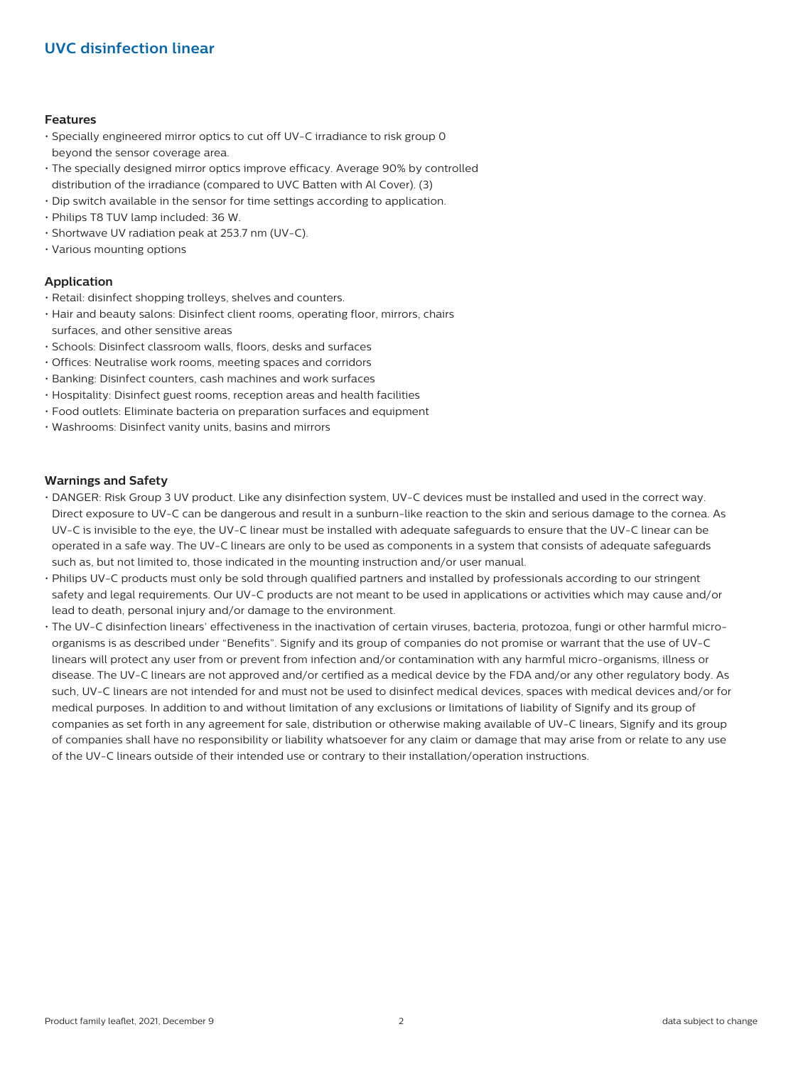## UVC disinfection linear

### Features

- Specially engineered mirror optics to cut off UV-C irradiance to risk group 0 beyond the sensor coverage area.
- The specially designed mirror optics improve efficacy. Average 90% by controlled distribution of the irradiance (compared to UVC Batten with Al Cover). (3)
- Dip switch available in the sensor for time settings according to application.
- Philips T8 TUV lamp included: 36 W.
- Shortwave UV radiation peak at 253.7 nm (UV-C).
- Various mounting options

### Application

- Retail: disinfect shopping trolleys, shelves and counters.
- Hair and beauty salons: Disinfect client rooms, operating floor, mirrors, chairs surfaces, and other sensitive areas
- Schools: Disinfect classroom walls, floors, desks and surfaces
- Offices: Neutralise work rooms, meeting spaces and corridors
- Banking: Disinfect counters, cash machines and work surfaces
- Hospitality: Disinfect guest rooms, reception areas and health facilities
- Food outlets: Eliminate bacteria on preparation surfaces and equipment
- Washrooms: Disinfect vanity units, basins and mirrors

### Warnings and Safety

- DANGER: Risk Group 3 UV product. Like any disinfection system, UV-C devices must be installed and used in the correct way. Direct exposure to UV-C can be dangerous and result in a sunburn-like reaction to the skin and serious damage to the cornea. As UV-C is invisible to the eye, the UV-C linear must be installed with adequate safeguards to ensure that the UV-C linear can be operated in a safe way. The UV-C linears are only to be used as components in a system that consists of adequate safeguards such as, but not limited to, those indicated in the mounting instruction and/or user manual.
- Philips UV-C products must only be sold through qualified partners and installed by professionals according to our stringent safety and legal requirements. Our UV-C products are not meant to be used in applications or activities which may cause and/or lead to death, personal injury and/or damage to the environment.
- The UV-C disinfection linears' effectiveness in the inactivation of certain viruses, bacteria, protozoa, fungi or other harmful micro-organisms is as described under "Benefits". Signify and its group of companies do not promise or warrant that the use of UV-C linears will protect any user from or prevent from infection and/or contamination with any harmful micro-organisms, illness or disease. The UV-C linears are not approved and/or certified as a medical device by the FDA and/or any other regulatory body. As such, UV-C linears are not intended for and must not be used to disinfect medical devices, spaces with medical devices and/or for medical purposes. In addition to and without limitation of any exclusions or limitations of liability of Signify and its group of companies as set forth in any agreement for sale, distribution or otherwise making available of UV-C linears, Signify and its group of companies shall have no responsibility or liability whatsoever for any claim or damage that may arise from or relate to any use of the UV-C linears outside of their intended use or contrary to their installation/operation instructions.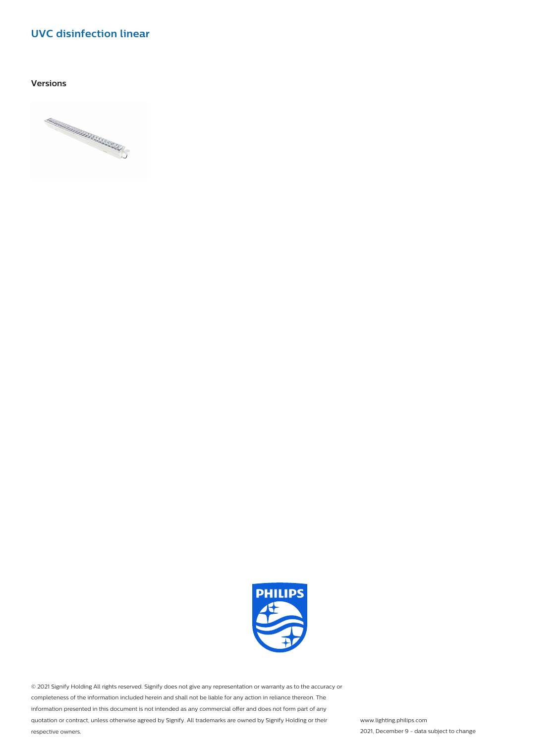## UVC disinfection linear

### Versions

© 2021 Signify Holding All rights reserved. Signify does not give any representation or warranty as to the accuracy or completeness of the information included herein and shall not be liable for any action in reliance thereon. The information presented in this document is not intended as any commercial offer and does not form part of any quotation or contract, unless otherwise agreed by Signify. All trademarks are owned by Signify Holding or their respective owners.

www.lighting.philips.com

2021, December 9 - data subject to change